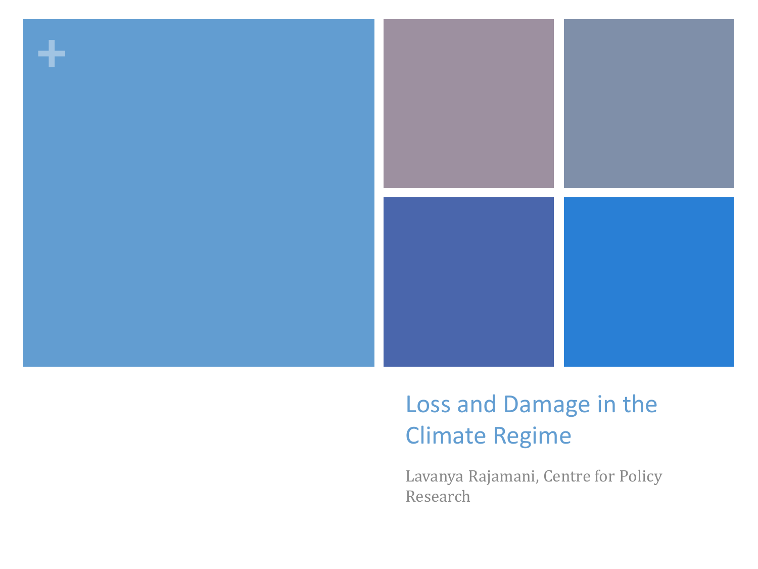# Loss and Damage in the Climate Regime

Lavanya Rajamani, Centre for Policy Research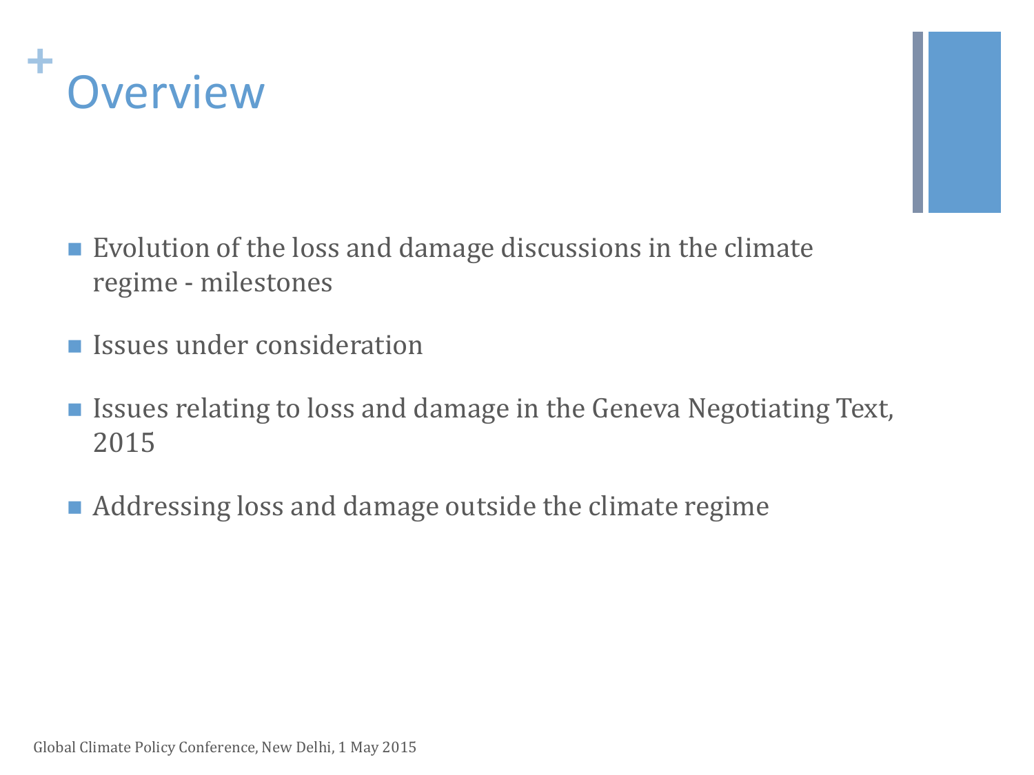# Overview

- Evolution of the loss and damage discussions in the climate regime - milestones
- Issues under consideration
- Issues relating to loss and damage in the Geneva Negotiating Text, 2015
- Addressing loss and damage outside the climate regime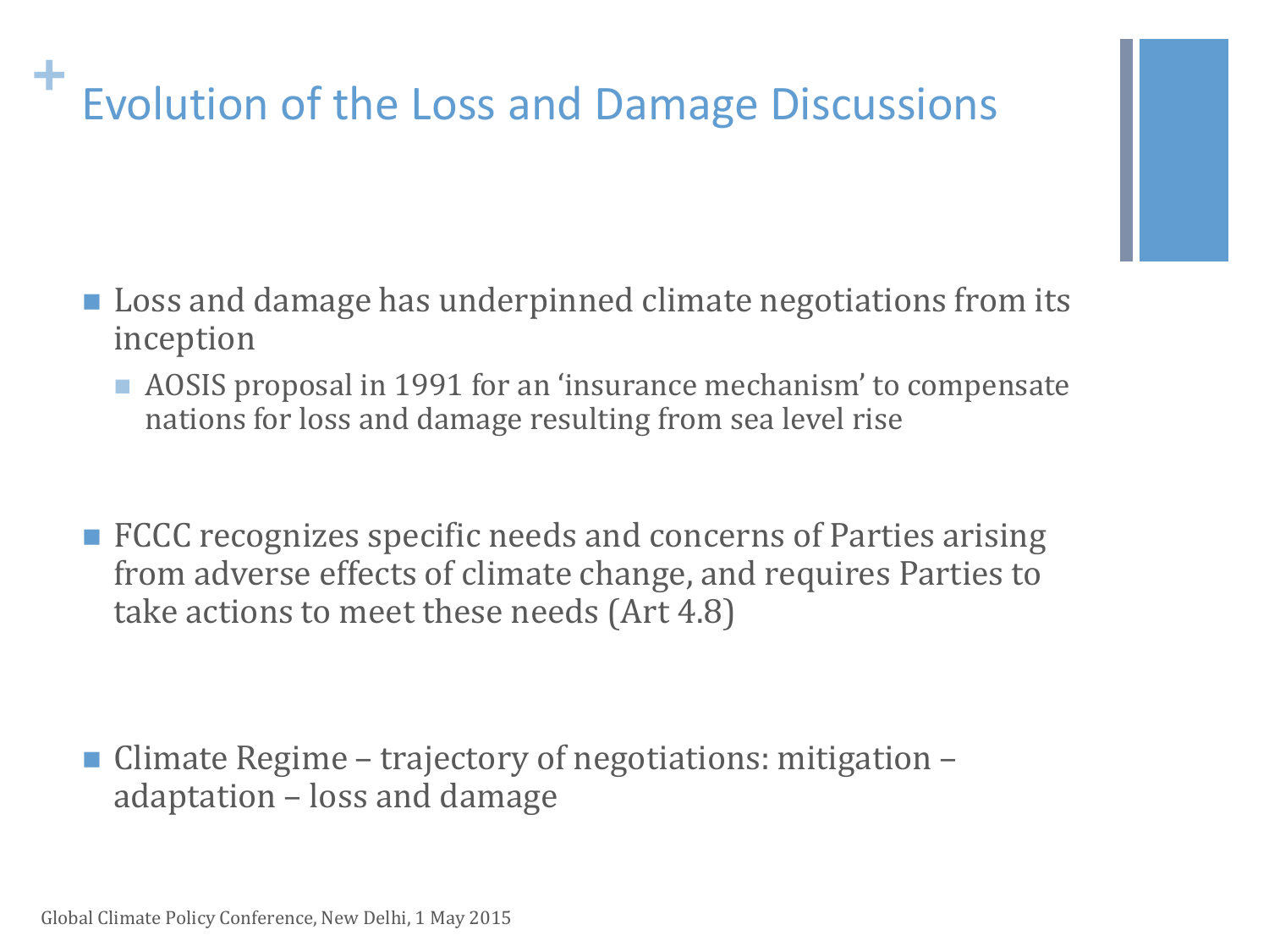# Evolution of the Loss and Damage Discussions

- Loss and damage has underpinned climate negotiations from its inception
  - AOSIS proposal in 1991 for an 'insurance mechanism' to compensate nations for loss and damage resulting from sea level rise

- FCCC recognizes specific needs and concerns of Parties arising from adverse effects of climate change, and requires Parties to take actions to meet these needs (Art 4.8)

- Climate Regime – trajectory of negotiations: mitigation – adaptation – loss and damage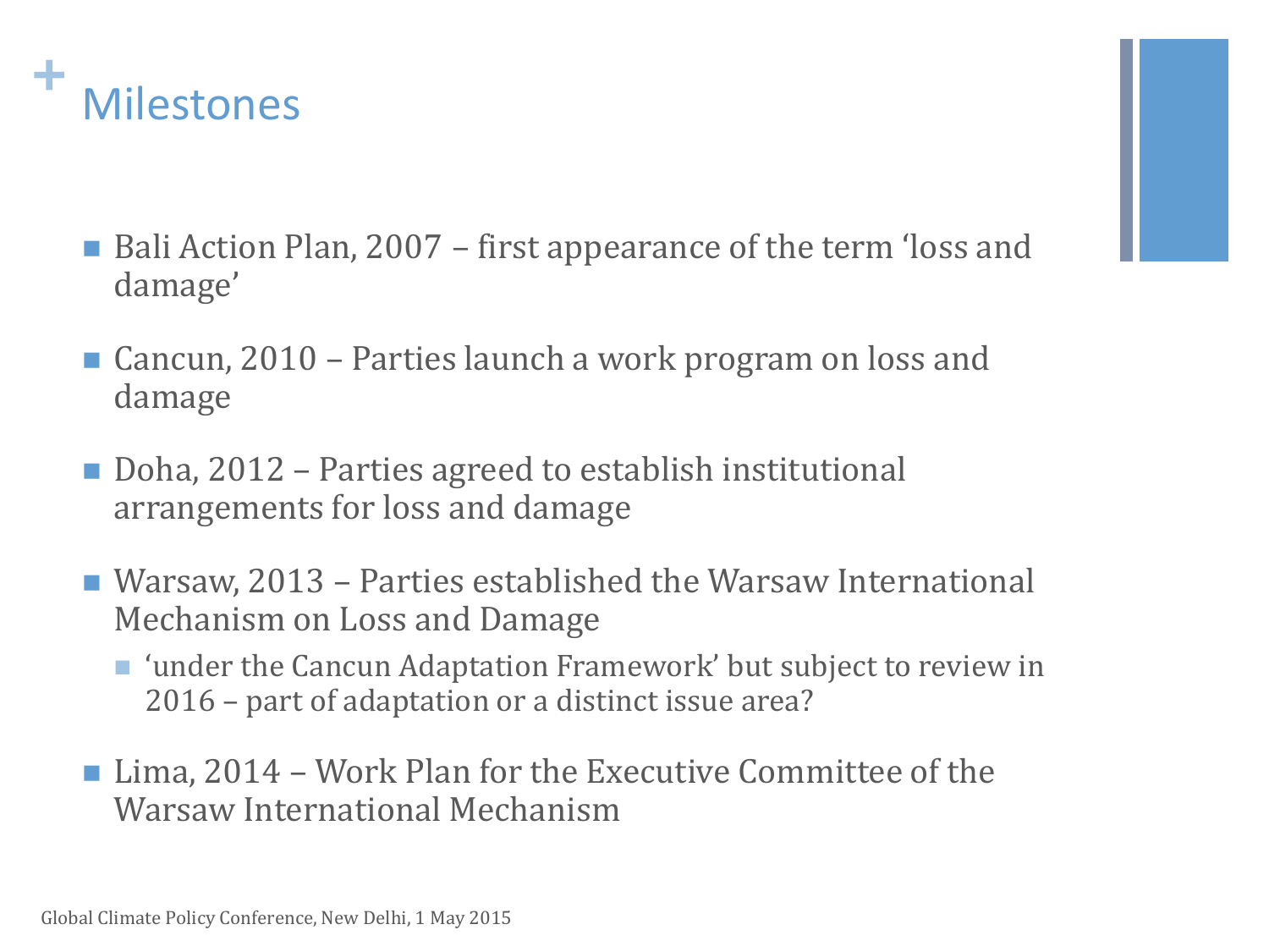# Milestones

- Bali Action Plan, 2007 – first appearance of the term 'loss and damage'
- Cancun, 2010 – Parties launch a work program on loss and damage
- Doha, 2012 – Parties agreed to establish institutional arrangements for loss and damage
- Warsaw, 2013 – Parties established the Warsaw International Mechanism on Loss and Damage
  - 'under the Cancun Adaptation Framework' but subject to review in 2016 – part of adaptation or a distinct issue area?
- Lima, 2014 – Work Plan for the Executive Committee of the Warsaw International Mechanism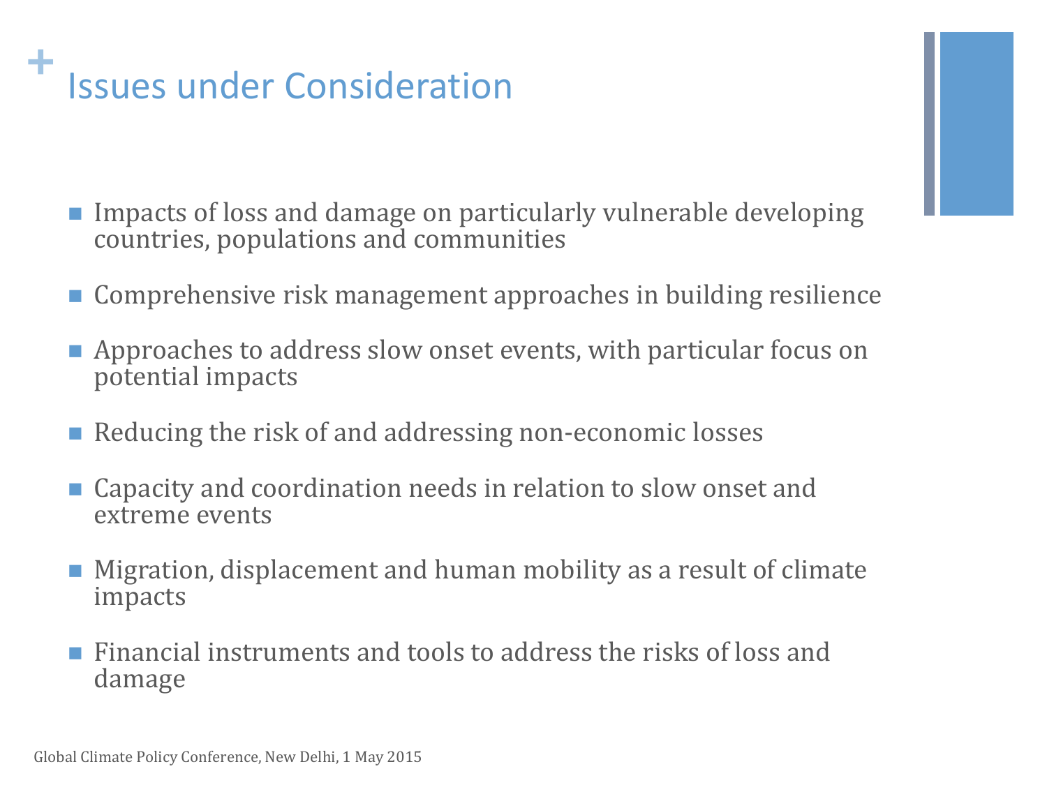# Issues under Consideration

- Impacts of loss and damage on particularly vulnerable developing countries, populations and communities
- Comprehensive risk management approaches in building resilience
- Approaches to address slow onset events, with particular focus on potential impacts
- Reducing the risk of and addressing non-economic losses
- Capacity and coordination needs in relation to slow onset and extreme events
- Migration, displacement and human mobility as a result of climate impacts
- Financial instruments and tools to address the risks of loss and damage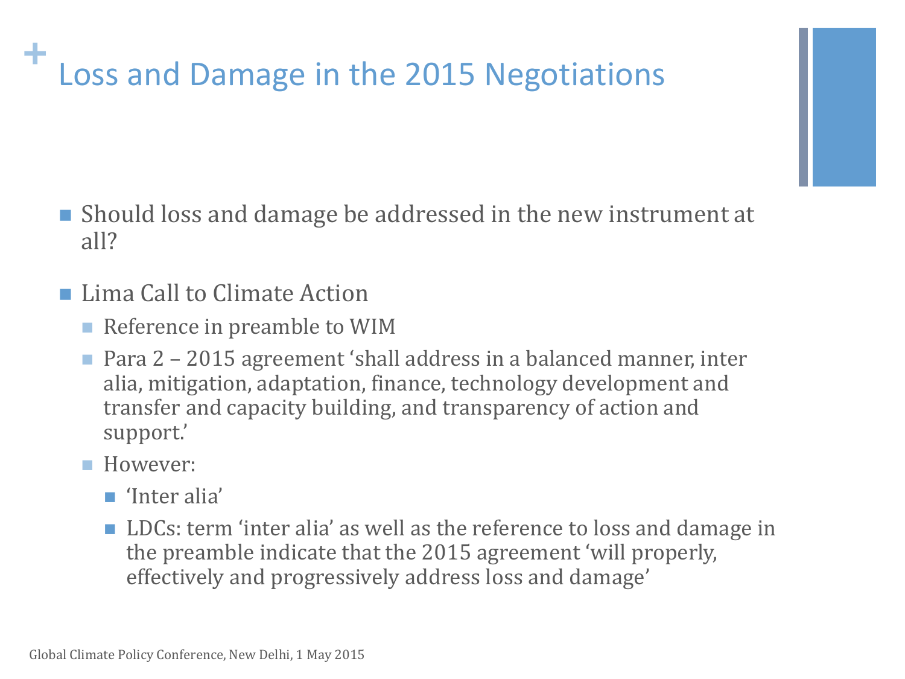# Loss and Damage in the 2015 Negotiations

- Should loss and damage be addressed in the new instrument at all?
- Lima Call to Climate Action
  - Reference in preamble to WIM
  - Para 2 – 2015 agreement 'shall address in a balanced manner, inter alia, mitigation, adaptation, finance, technology development and transfer and capacity building, and transparency of action and support.'
  - However:
    - 'Inter alia'
    - LDCs: term 'inter alia' as well as the reference to loss and damage in the preamble indicate that the 2015 agreement 'will properly, effectively and progressively address loss and damage'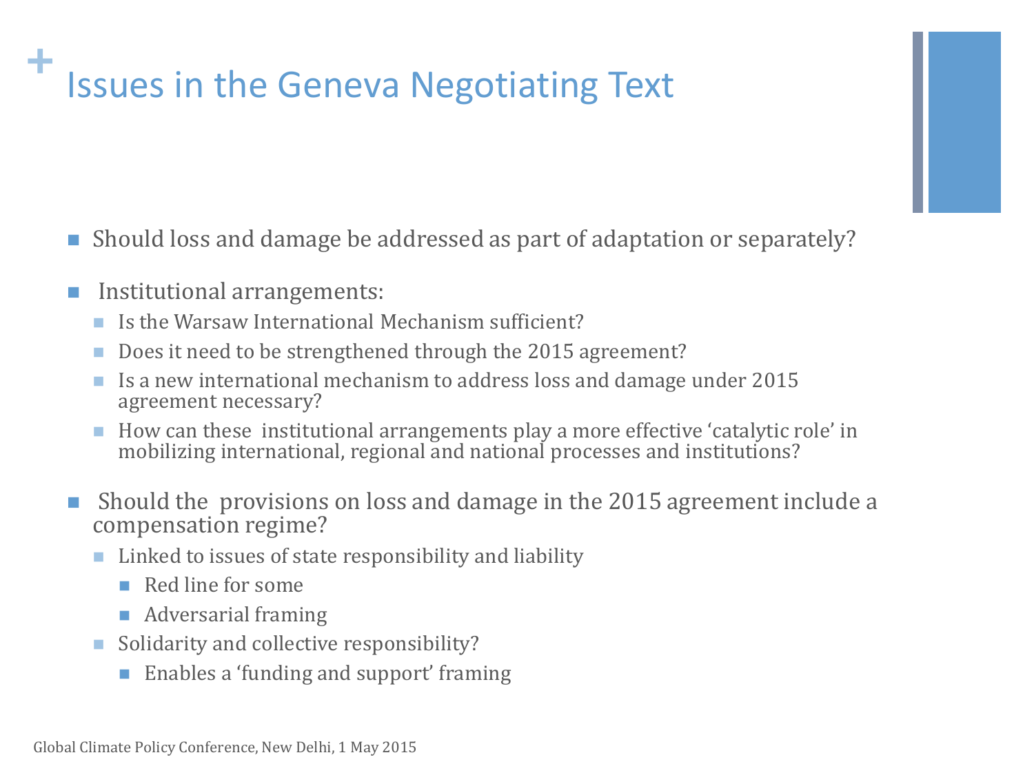# Issues in the Geneva Negotiating Text

- Should loss and damage be addressed as part of adaptation or separately?

- Institutional arrangements:
  - Is the Warsaw International Mechanism sufficient?
  - Does it need to be strengthened through the 2015 agreement?
  - Is a new international mechanism to address loss and damage under 2015 agreement necessary?
  - How can these institutional arrangements play a more effective 'catalytic role' in mobilizing international, regional and national processes and institutions?

- Should the provisions on loss and damage in the 2015 agreement include a compensation regime?
  - Linked to issues of state responsibility and liability
    - Red line for some
    - Adversarial framing
  - Solidarity and collective responsibility?
    - Enables a 'funding and support' framing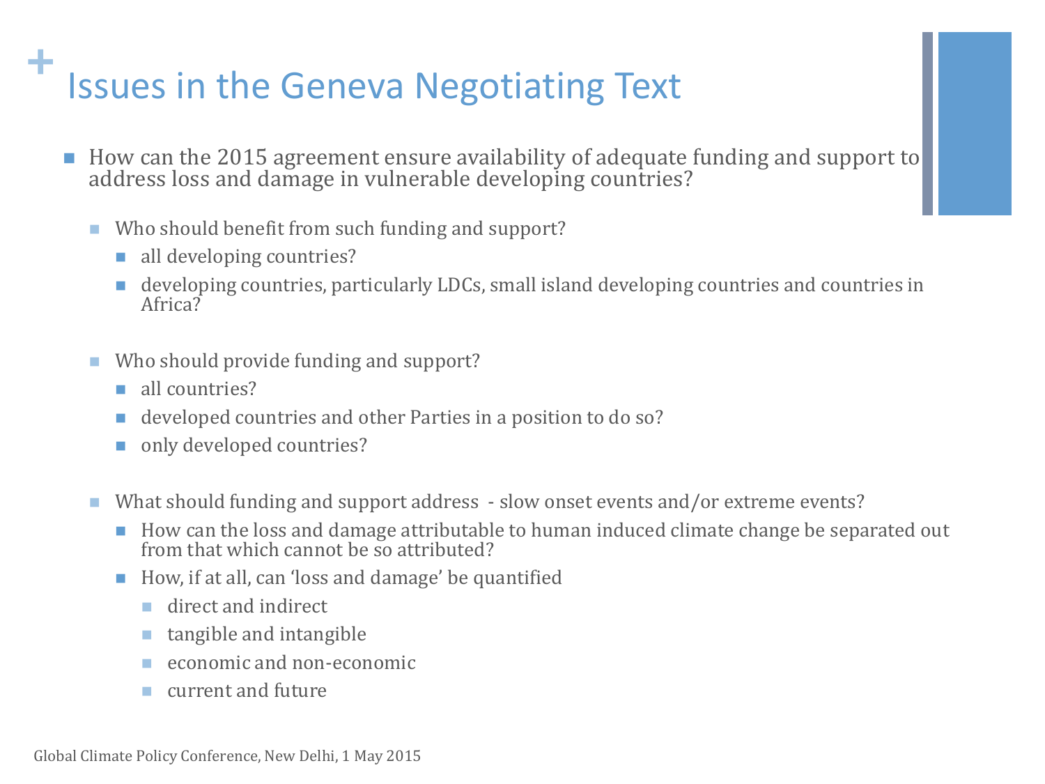# Issues in the Geneva Negotiating Text

- How can the 2015 agreement ensure availability of adequate funding and support to address loss and damage in vulnerable developing countries?
  - Who should benefit from such funding and support?
    - all developing countries?
    - developing countries, particularly LDCs, small island developing countries and countries in Africa?
  - Who should provide funding and support?
    - all countries?
    - developed countries and other Parties in a position to do so?
    - only developed countries?
  - What should funding and support address - slow onset events and/or extreme events?
    - How can the loss and damage attributable to human induced climate change be separated out from that which cannot be so attributed?
    - How, if at all, can 'loss and damage' be quantified
      - direct and indirect
      - tangible and intangible
      - economic and non-economic
      - current and future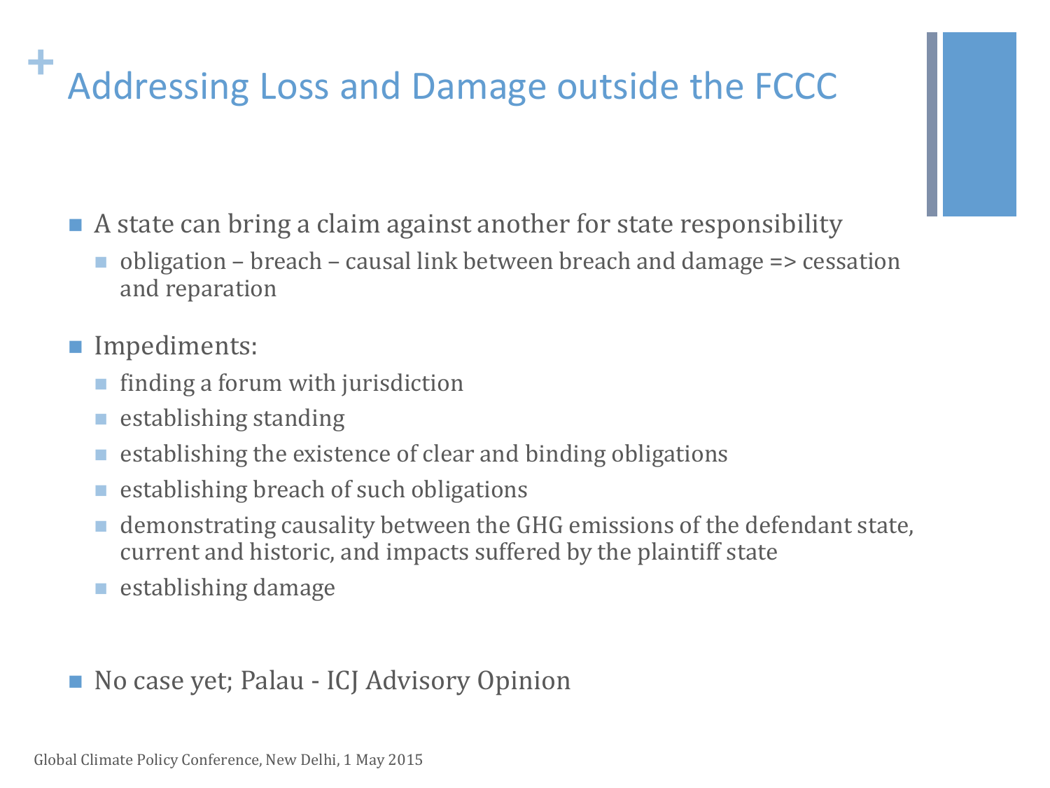# Addressing Loss and Damage outside the FCCC

- A state can bring a claim against another for state responsibility
  - obligation – breach – causal link between breach and damage => cessation and reparation
- Impediments:
  - finding a forum with jurisdiction
  - establishing standing
  - establishing the existence of clear and binding obligations
  - establishing breach of such obligations
  - demonstrating causality between the GHG emissions of the defendant state, current and historic, and impacts suffered by the plaintiff state
  - establishing damage
- No case yet; Palau - ICJ Advisory Opinion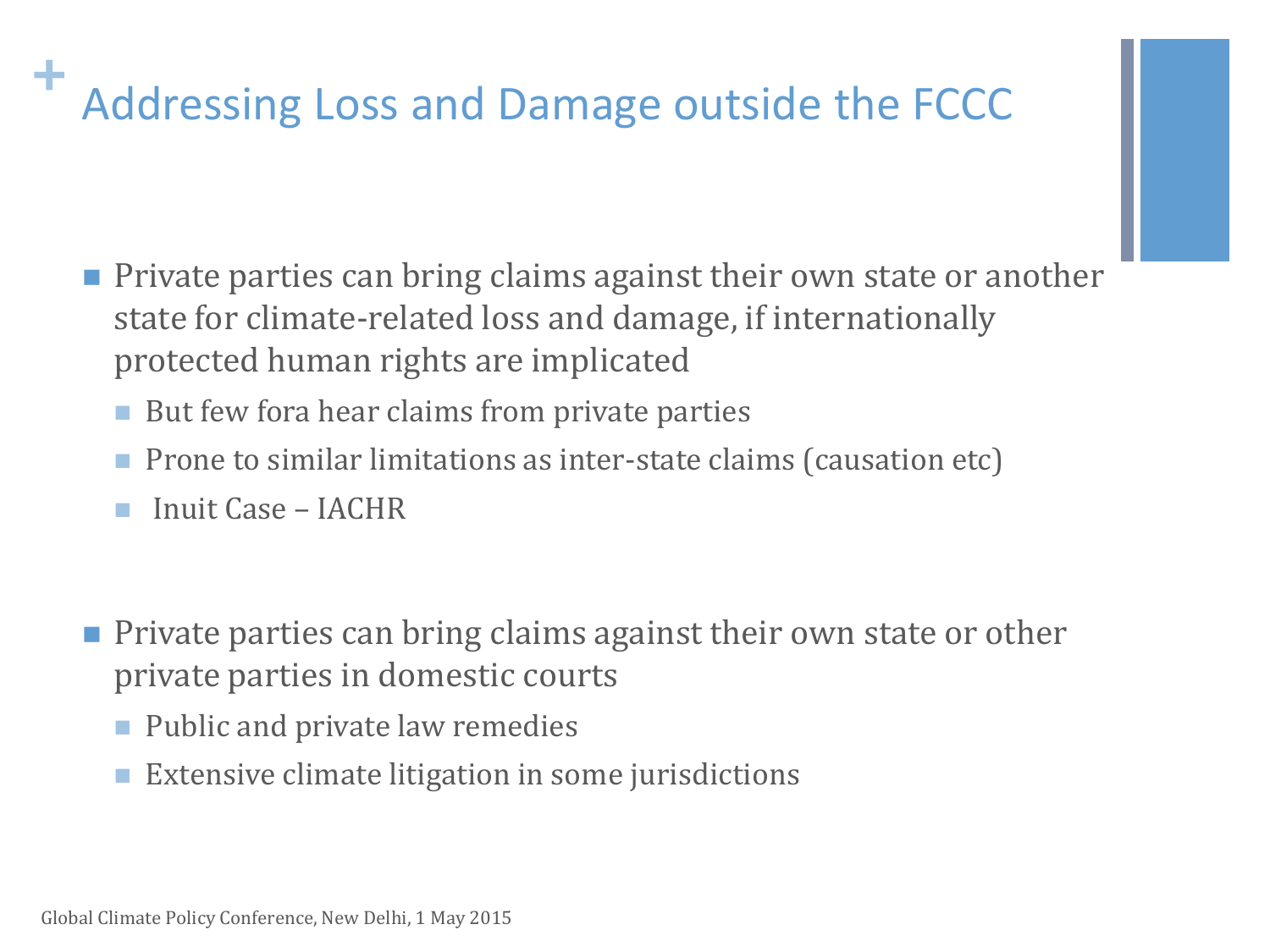# Addressing Loss and Damage outside the FCCC

- Private parties can bring claims against their own state or another state for climate-related loss and damage, if internationally protected human rights are implicated
  - But few fora hear claims from private parties
  - Prone to similar limitations as inter-state claims (causation etc)
  - Inuit Case – IACHR

- Private parties can bring claims against their own state or other private parties in domestic courts
  - Public and private law remedies
  - Extensive climate litigation in some jurisdictions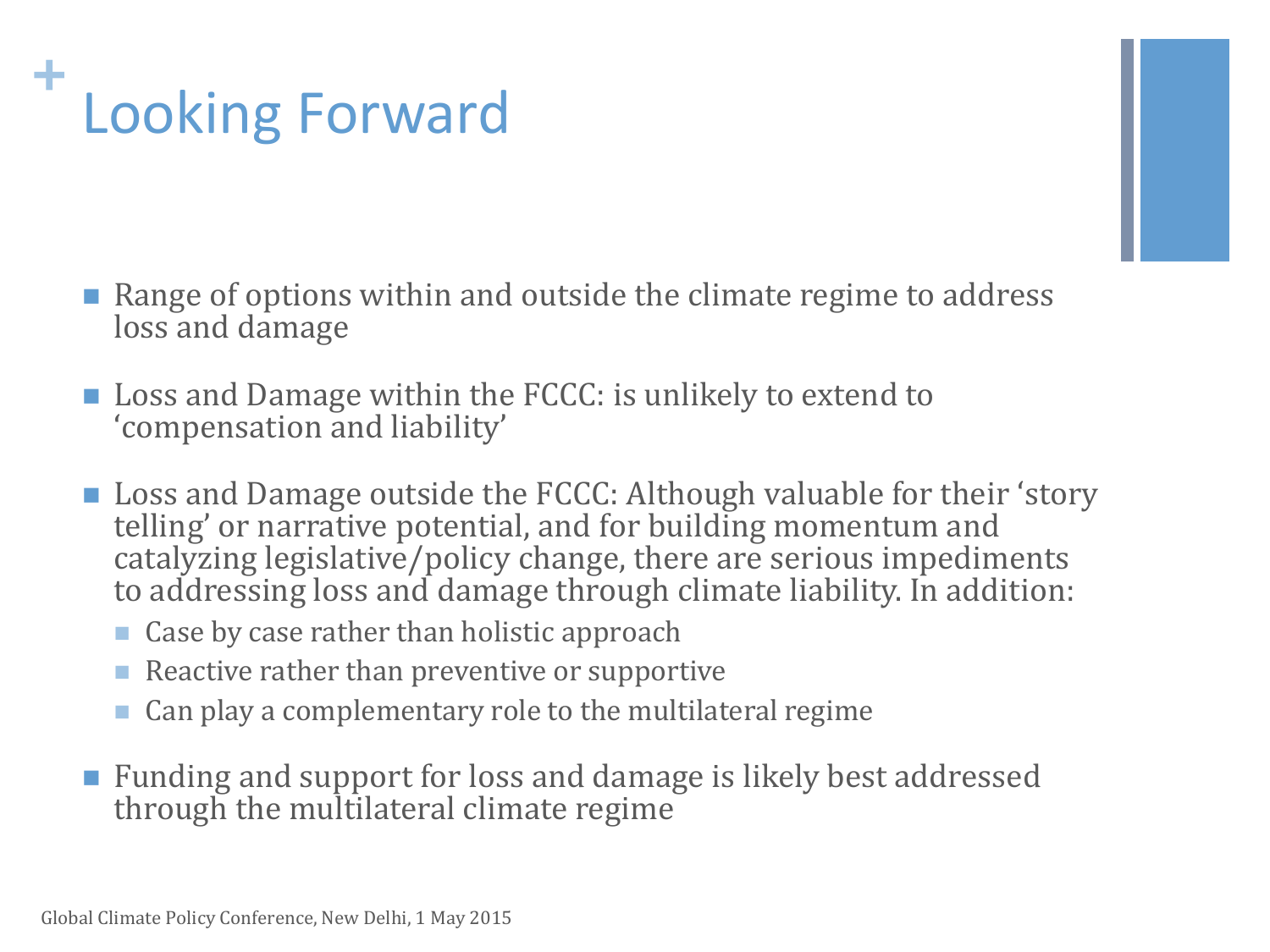# Looking Forward

- Range of options within and outside the climate regime to address loss and damage
- Loss and Damage within the FCCC: is unlikely to extend to 'compensation and liability'
- Loss and Damage outside the FCCC: Although valuable for their 'story telling' or narrative potential, and for building momentum and catalyzing legislative/policy change, there are serious impediments to addressing loss and damage through climate liability. In addition:
  - Case by case rather than holistic approach
  - Reactive rather than preventive or supportive
  - Can play a complementary role to the multilateral regime
- Funding and support for loss and damage is likely best addressed through the multilateral climate regime